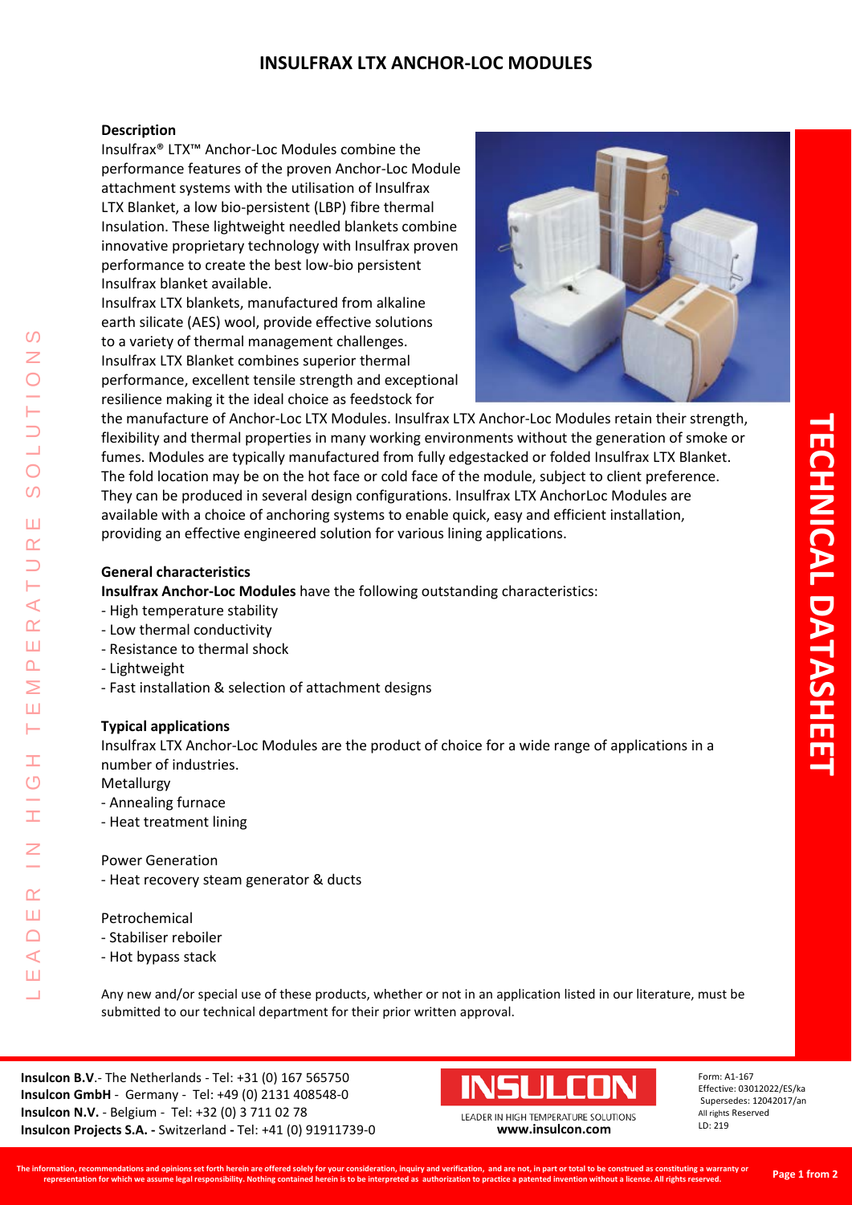# INSULFRAX LTX ANCHOR-LOC MODULES

## Description

Insulfrax® LTX™ Anchor-Loc Modules combine the performance features of the proven Anchor-Loc Module attachment systems with the utilisation of Insulfrax LTX Blanket, a low bio-persistent (LBP) fibre thermal Insulation. These lightweight needled blankets combine innovative proprietary technology with Insulfrax proven performance to create the best low-bio persistent Insulfrax blanket available.

Insulfrax LTX blankets, manufactured from alkaline earth silicate (AES) wool, provide effective solutions to a variety of thermal management challenges. Insulfrax LTX Blanket combines superior thermal performance, excellent tensile strength and exceptional resilience making it the ideal choice as feedstock for the manufacture of Anchor-Loc LTX Modules. Insulfrax LTX Anchor-Loc Modules retain their strength, flexibility and thermal properties in many working environments without the generation of smoke or fumes. Modules are typically manufactured from fully edgestacked or folded Insulfrax LTX Blanket. The fold location may be on the hot face or cold face of the module, subject to client preference. They can be produced in several design configurations. Insulfrax LTX AnchorLoc Modules are available with a choice of anchoring systems to enable quick, easy and efficient installation, providing an effective engineered solution for various lining applications.

## General characteristics

**Insulfrax Anchor-Loc Modules** have the following outstanding characteristics:

- High temperature stability
- Low thermal conductivity
- Resistance to thermal shock
- Lightweight
- Fast installation & selection of attachment designs

## Typical applications

Insulfrax LTX Anchor-Loc Modules are the product of choice for a wide range of applications in a number of industries.

Metallurgy

- Annealing furnace
- Heat treatment lining

Power Generation

- Heat recovery steam generator & ducts

Petrochemical

- Stabiliser reboiler
- Hot bypass stack

Any new and/or special use of these products, whether or not in an application listed in our literature, must be submitted to our technical department for their prior written approval.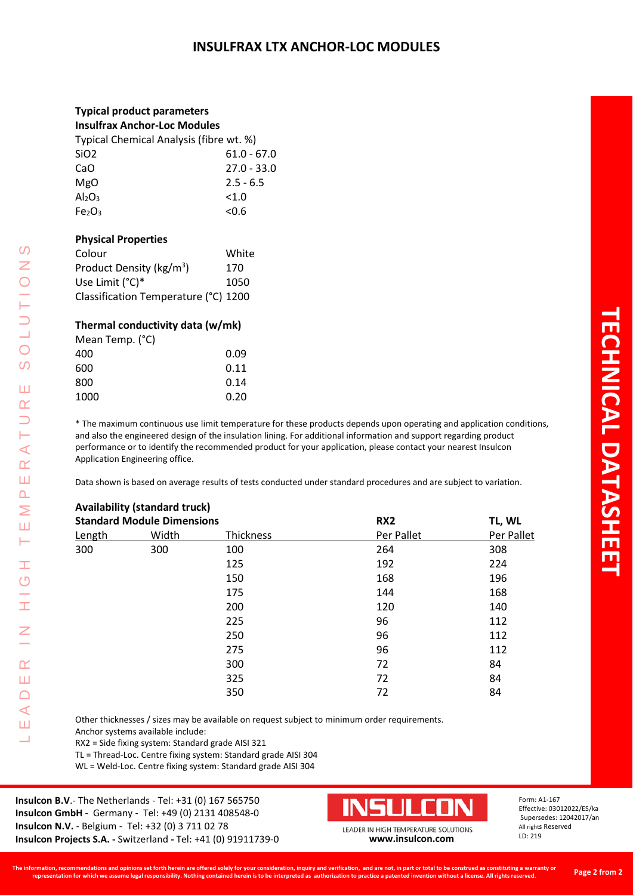# INSULFRAX LTX ANCHOR-LOC MODULES

**Typical product parameters**
**Insulfrax Anchor-Loc Modules**

Typical Chemical Analysis (fibre wt. %)

| | |
|---|---|
| $SiO_2$ | 61.0 - 67.0 |
| CaO | 27.0 - 33.0 |
| MgO | 2.5 - 6.5 |
| $Al_2O_3$ | <1.0 |
| $Fe_2O_3$ | <0.6 |

**Physical Properties**

| | |
|---|---|
| Colour | White |
| Product Density (kg/m$^3$) | 170 |
| Use Limit (°C)* | 1050 |
| Classification Temperature (°C) | 1200 |

**Thermal conductivity data (w/mk)**

| Mean Temp. (°C) | |
|---|---|
| 400 | 0.09 |
| 600 | 0.11 |
| 800 | 0.14 |
| 1000 | 0.20 |

* The maximum continuous use limit temperature for these products depends upon operating and application conditions, and also the engineered design of the insulation lining. For additional information and support regarding product performance or to identify the recommended product for your application, please contact your nearest Insulcon Application Engineering office.

Data shown is based on average results of tests conducted under standard procedures and are subject to variation.

**Availability (standard truck)**

| **Standard Module Dimensions** | | | **RX2** | **TL, WL** |
|---|---|---|---|---|
| Length | Width | Thickness | Per Pallet | Per Pallet |
| 300 | 300 | 100 | 264 | 308 |
| | | 125 | 192 | 224 |
| | | 150 | 168 | 196 |
| | | 175 | 144 | 168 |
| | | 200 | 120 | 140 |
| | | 225 | 96 | 112 |
| | | 250 | 96 | 112 |
| | | 275 | 96 | 112 |
| | | 300 | 72 | 84 |
| | | 325 | 72 | 84 |
| | | 350 | 72 | 84 |

Other thicknesses / sizes may be available on request subject to minimum order requirements.
Anchor systems available include:
RX2 = Side fixing system: Standard grade AISI 321
TL = Thread-Loc. Centre fixing system: Standard grade AISI 304
WL = Weld-Loc. Centre fixing system: Standard grade AISI 304

**Insulcon B.V**.- The Netherlands - Tel: +31 (0) 167 565750
**Insulcon GmbH** - Germany - Tel: +49 (0) 2131 408548-0
**Insulcon N.V.** - Belgium - Tel: +32 (0) 3 711 02 78
**Insulcon Projects S.A. -** Switzerland **-** Tel: +41 (0) 91911739-0

INSULCON
LEADER IN HIGH TEMPERATURE SOLUTIONS
**www.insulcon.com**

Form: A1-167
Effective: 03012022/ES/ka
Supersedes: 12042017/an
All rights Reserved
LD: 219

The information, recommendations and opinions set forth herein are offered solely for your consideration, inquiry and verification, and are not, in part or total to be construed as constituting a warranty or representation for which we assume legal responsibility. Nothing contained herein is to be interpreted as authorization to practice a patented invention without a license. All rights reserved.